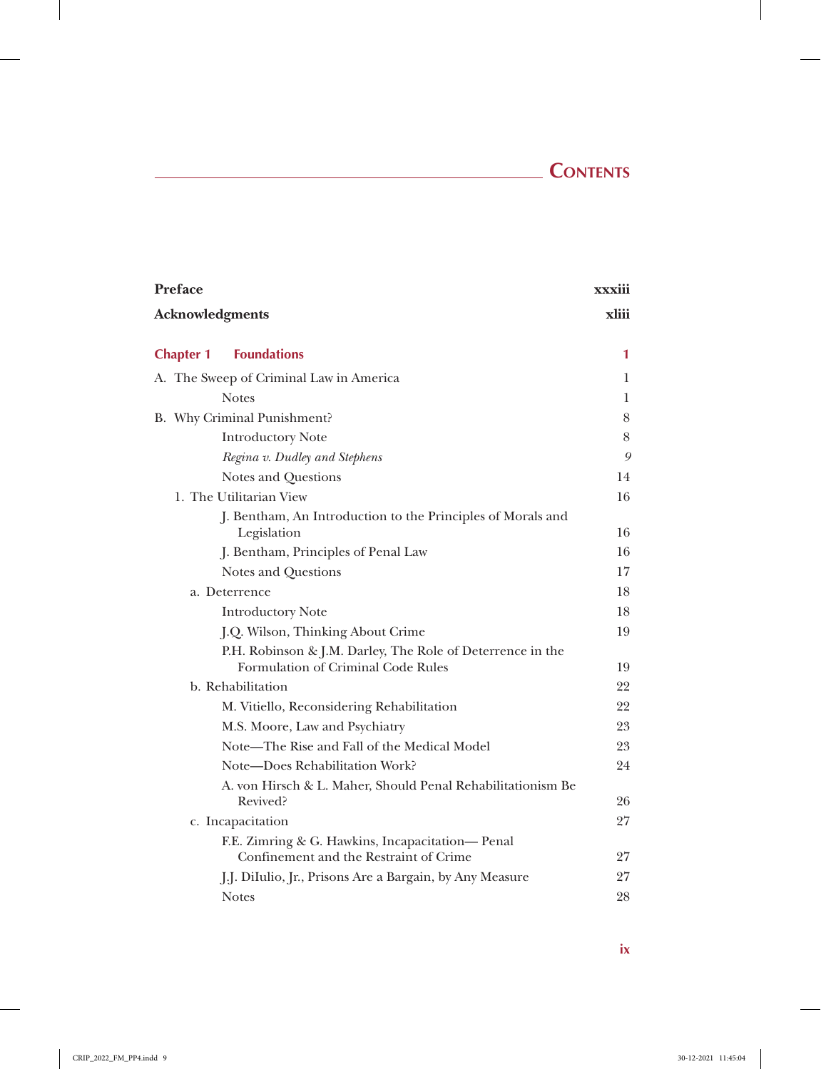# CONTENTS

| | |
|---|---|
| **Preface** | **xxxiii** |
| **Acknowledgments** | **xliii** |
| **Chapter 1 Foundations** | **1** |
| A. The Sweep of Criminal Law in America | 1 |
| Notes | 1 |
| B. Why Criminal Punishment? | 8 |
| Introductory Note | 8 |
| *Regina v. Dudley and Stephens* | *9* |
| Notes and Questions | 14 |
| 1. The Utilitarian View | 16 |
| J. Bentham, An Introduction to the Principles of Morals and Legislation | 16 |
| J. Bentham, Principles of Penal Law | 16 |
| Notes and Questions | 17 |
| a. Deterrence | 18 |
| Introductory Note | 18 |
| J.Q. Wilson, Thinking About Crime | 19 |
| P.H. Robinson & J.M. Darley, The Role of Deterrence in the Formulation of Criminal Code Rules | 19 |
| b. Rehabilitation | 22 |
| M. Vitiello, Reconsidering Rehabilitation | 22 |
| M.S. Moore, Law and Psychiatry | 23 |
| Note—The Rise and Fall of the Medical Model | 23 |
| Note—Does Rehabilitation Work? | 24 |
| A. von Hirsch & L. Maher, Should Penal Rehabilitationism Be Revived? | 26 |
| c. Incapacitation | 27 |
| F.E. Zimring & G. Hawkins, Incapacitation— Penal Confinement and the Restraint of Crime | 27 |
| J.J. DiIulio, Jr., Prisons Are a Bargain, by Any Measure | 27 |
| Notes | 28 |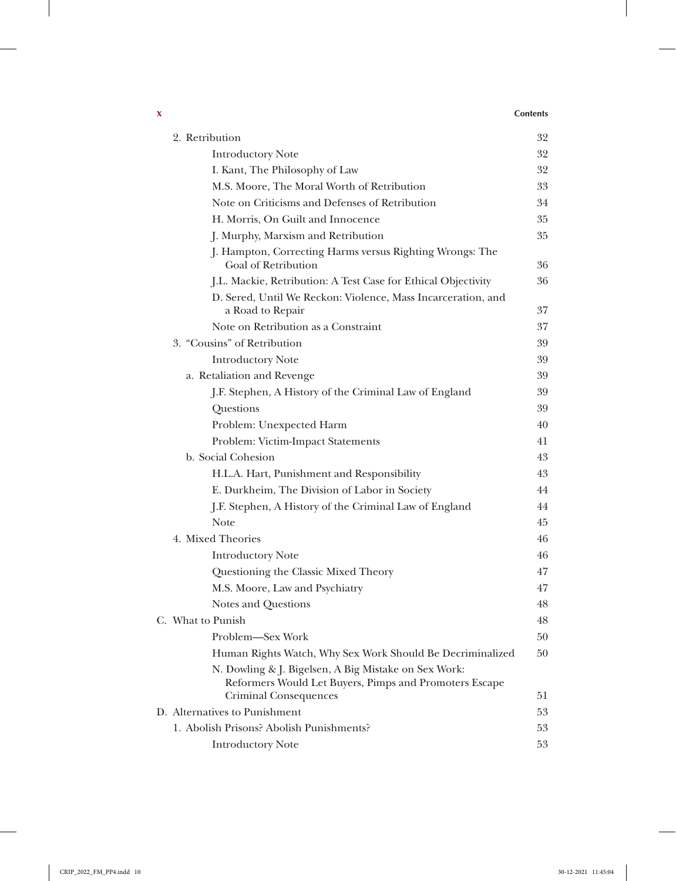| | |
|---|---|
| 2. Retribution | 32 |
| Introductory Note | 32 |
| I. Kant, The Philosophy of Law | 32 |
| M.S. Moore, The Moral Worth of Retribution | 33 |
| Note on Criticisms and Defenses of Retribution | 34 |
| H. Morris, On Guilt and Innocence | 35 |
| J. Murphy, Marxism and Retribution | 35 |
| J. Hampton, Correcting Harms versus Righting Wrongs: The Goal of Retribution | 36 |
| J.L. Mackie, Retribution: A Test Case for Ethical Objectivity | 36 |
| D. Sered, Until We Reckon: Violence, Mass Incarceration, and a Road to Repair | 37 |
| Note on Retribution as a Constraint | 37 |
| 3. "Cousins" of Retribution | 39 |
| Introductory Note | 39 |
| a. Retaliation and Revenge | 39 |
| J.F. Stephen, A History of the Criminal Law of England | 39 |
| Questions | 39 |
| Problem: Unexpected Harm | 40 |
| Problem: Victim-Impact Statements | 41 |
| b. Social Cohesion | 43 |
| H.L.A. Hart, Punishment and Responsibility | 43 |
| E. Durkheim, The Division of Labor in Society | 44 |
| J.F. Stephen, A History of the Criminal Law of England | 44 |
| Note | 45 |
| 4. Mixed Theories | 46 |
| Introductory Note | 46 |
| Questioning the Classic Mixed Theory | 47 |
| M.S. Moore, Law and Psychiatry | 47 |
| Notes and Questions | 48 |
| C. What to Punish | 48 |
| Problem—Sex Work | 50 |
| Human Rights Watch, Why Sex Work Should Be Decriminalized | 50 |
| N. Dowling & J. Bigelsen, A Big Mistake on Sex Work: Reformers Would Let Buyers, Pimps and Promoters Escape Criminal Consequences | 51 |
| D. Alternatives to Punishment | 53 |
| 1. Abolish Prisons? Abolish Punishments? | 53 |
| Introductory Note | 53 |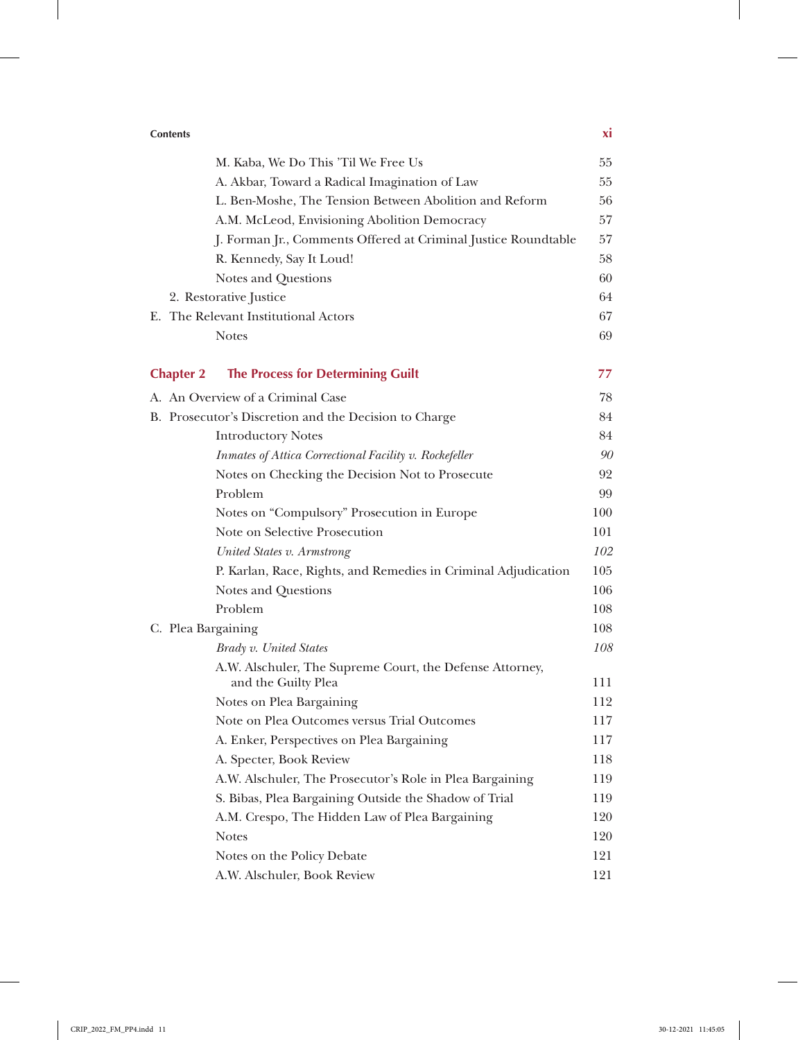M. Kaba, We Do This 'Til We Free Us 55
A. Akbar, Toward a Radical Imagination of Law 55
L. Ben-Moshe, The Tension Between Abolition and Reform 56
A.M. McLeod, Envisioning Abolition Democracy 57
J. Forman Jr., Comments Offered at Criminal Justice Roundtable 57
R. Kennedy, Say It Loud! 58
Notes and Questions 60

2. Restorative Justice 64

E. The Relevant Institutional Actors 67
Notes 69

## Chapter 2 The Process for Determining Guilt 77

A. An Overview of a Criminal Case 78

B. Prosecutor's Discretion and the Decision to Charge 84
Introductory Notes 84
*Inmates of Attica Correctional Facility v. Rockefeller* *90*
Notes on Checking the Decision Not to Prosecute 92
Problem 99
Notes on "Compulsory" Prosecution in Europe 100
Note on Selective Prosecution 101
*United States v. Armstrong* *102*
P. Karlan, Race, Rights, and Remedies in Criminal Adjudication 105
Notes and Questions 106
Problem 108

C. Plea Bargaining 108
*Brady v. United States* *108*
A.W. Alschuler, The Supreme Court, the Defense Attorney, and the Guilty Plea 111
Notes on Plea Bargaining 112
Note on Plea Outcomes versus Trial Outcomes 117
A. Enker, Perspectives on Plea Bargaining 117
A. Specter, Book Review 118
A.W. Alschuler, The Prosecutor's Role in Plea Bargaining 119
S. Bibas, Plea Bargaining Outside the Shadow of Trial 119
A.M. Crespo, The Hidden Law of Plea Bargaining 120
Notes 120
Notes on the Policy Debate 121
A.W. Alschuler, Book Review 121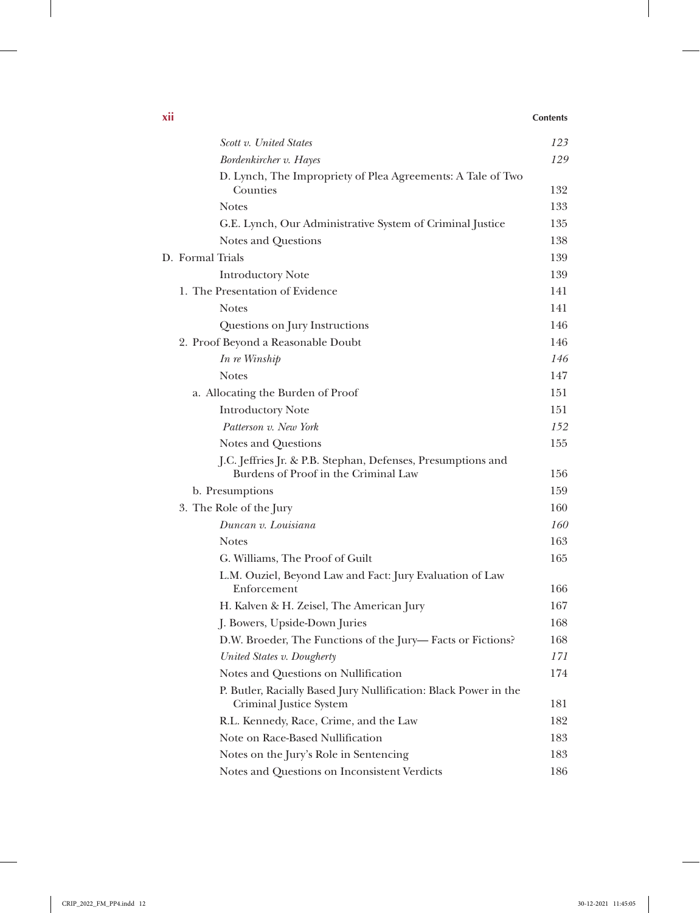*Scott v. United States* 123

*Bordenkircher v. Hayes* 129

D. Lynch, The Impropriety of Plea Agreements: A Tale of Two Counties 132

Notes 133

G.E. Lynch, Our Administrative System of Criminal Justice 135

Notes and Questions 138

D. Formal Trials 139

Introductory Note 139

1. The Presentation of Evidence 141

Notes 141

Questions on Jury Instructions 146

2. Proof Beyond a Reasonable Doubt 146

*In re Winship* 146

Notes 147

a. Allocating the Burden of Proof 151

Introductory Note 151

*Patterson v. New York* 152

Notes and Questions 155

J.C. Jeffries Jr. & P.B. Stephan, Defenses, Presumptions and Burdens of Proof in the Criminal Law 156

b. Presumptions 159

3. The Role of the Jury 160

*Duncan v. Louisiana* 160

Notes 163

G. Williams, The Proof of Guilt 165

L.M. Ouziel, Beyond Law and Fact: Jury Evaluation of Law Enforcement 166

H. Kalven & H. Zeisel, The American Jury 167

J. Bowers, Upside-Down Juries 168

D.W. Broeder, The Functions of the Jury— Facts or Fictions? 168

*United States v. Dougherty* 171

Notes and Questions on Nullification 174

P. Butler, Racially Based Jury Nullification: Black Power in the Criminal Justice System 181

R.L. Kennedy, Race, Crime, and the Law 182

Note on Race-Based Nullification 183

Notes on the Jury's Role in Sentencing 183

Notes and Questions on Inconsistent Verdicts 186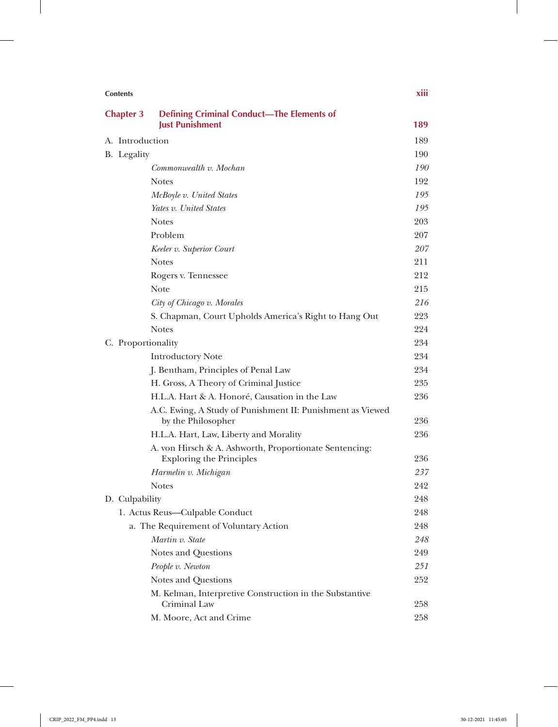## Chapter 3 Defining Criminal Conduct—The Elements of Just Punishment 189

A. Introduction 189

B. Legality 190

- *Commonwealth v. Mochan* *190*
- Notes 192
- *McBoyle v. United States* *195*
- *Yates v. United States* *195*
- Notes 203
- Problem 207
- *Keeler v. Superior Court* *207*
- Notes 211
- Rogers v. Tennessee 212
- Note 215
- *City of Chicago v. Morales* *216*
- S. Chapman, Court Upholds America's Right to Hang Out 223
- Notes 224

C. Proportionality 234

- Introductory Note 234
- J. Bentham, Principles of Penal Law 234
- H. Gross, A Theory of Criminal Justice 235
- H.L.A. Hart & A. Honoré, Causation in the Law 236
- A.C. Ewing, A Study of Punishment II: Punishment as Viewed by the Philosopher 236
- H.L.A. Hart, Law, Liberty and Morality 236
- A. von Hirsch & A. Ashworth, Proportionate Sentencing: Exploring the Principles 236
- *Harmelin v. Michigan* *237*
- Notes 242

D. Culpability 248

1. Actus Reus—Culpable Conduct 248
    - a. The Requirement of Voluntary Action 248
        - *Martin v. State* *248*
        - Notes and Questions 249
        - *People v. Newton* *251*
        - Notes and Questions 252
        - M. Kelman, Interpretive Construction in the Substantive Criminal Law 258
        - M. Moore, Act and Crime 258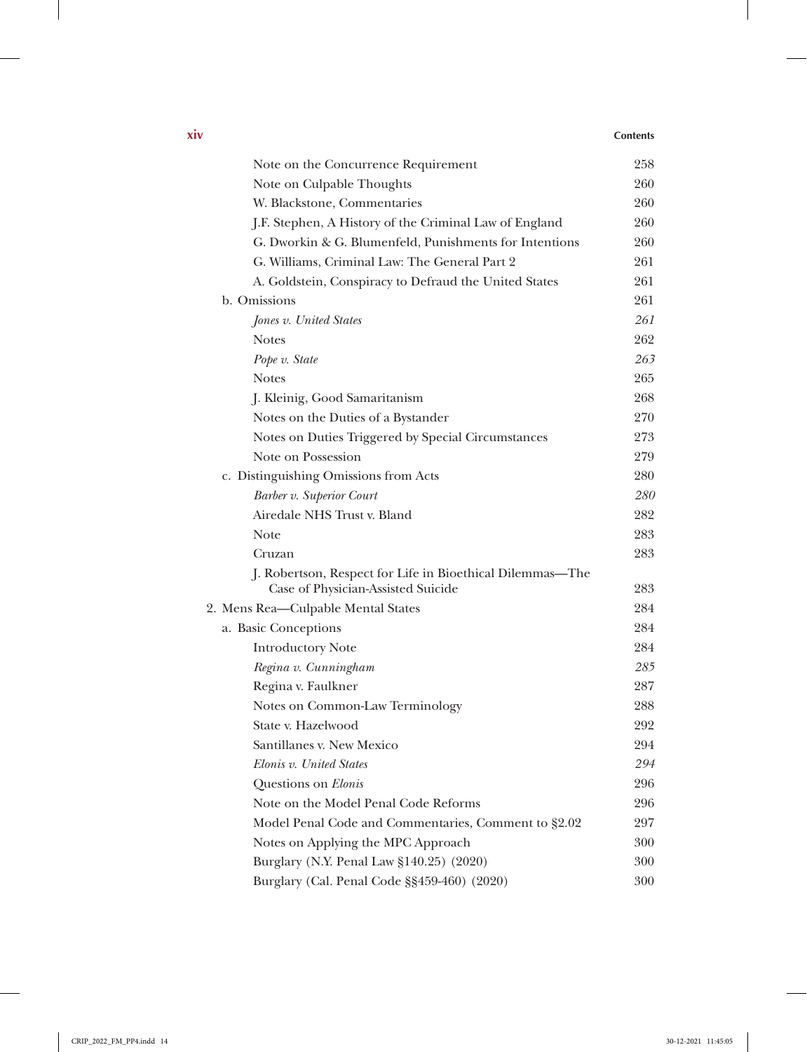Note on the Concurrence Requirement 258

Note on Culpable Thoughts 260

W. Blackstone, Commentaries 260

J.F. Stephen, A History of the Criminal Law of England 260

G. Dworkin & G. Blumenfeld, Punishments for Intentions 260

G. Williams, Criminal Law: The General Part 2 261

A. Goldstein, Conspiracy to Defraud the United States 261

b. Omissions 261

*Jones v. United States* *261*

Notes 262

*Pope v. State* *263*

Notes 265

J. Kleinig, Good Samaritanism 268

Notes on the Duties of a Bystander 270

Notes on Duties Triggered by Special Circumstances 273

Note on Possession 279

c. Distinguishing Omissions from Acts 280

*Barber v. Superior Court* *280*

Airedale NHS Trust v. Bland 282

Note 283

Cruzan 283

J. Robertson, Respect for Life in Bioethical Dilemmas—The Case of Physician-Assisted Suicide 283

2. Mens Rea—Culpable Mental States 284

a. Basic Conceptions 284

Introductory Note 284

*Regina v. Cunningham* *285*

Regina v. Faulkner 287

Notes on Common-Law Terminology 288

State v. Hazelwood 292

Santillanes v. New Mexico 294

*Elonis v. United States* *294*

Questions on *Elonis* 296

Note on the Model Penal Code Reforms 296

Model Penal Code and Commentaries, Comment to §2.02 297

Notes on Applying the MPC Approach 300

Burglary (N.Y. Penal Law §140.25) (2020) 300

Burglary (Cal. Penal Code §§459-460) (2020) 300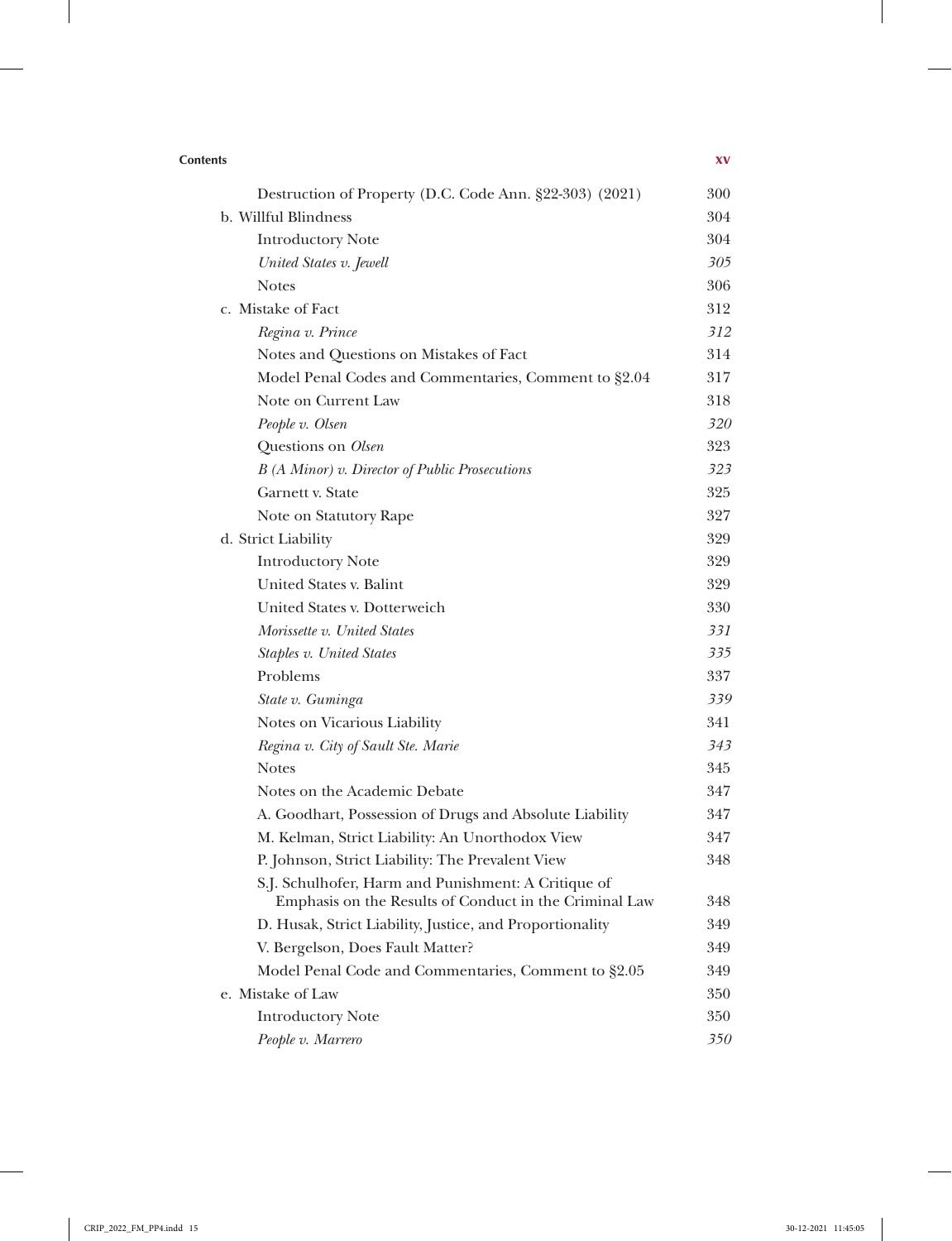Destruction of Property (D.C. Code Ann. §22-303) (2021) 300

b. Willful Blindness 304

Introductory Note 304

*United States v. Jewell* *305*

Notes 306

c. Mistake of Fact 312

*Regina v. Prince* *312*

Notes and Questions on Mistakes of Fact 314

Model Penal Codes and Commentaries, Comment to §2.04 317

Note on Current Law 318

*People v. Olsen* *320*

Questions on *Olsen* 323

*B (A Minor) v. Director of Public Prosecutions* *323*

Garnett v. State 325

Note on Statutory Rape 327

d. Strict Liability 329

Introductory Note 329

United States v. Balint 329

United States v. Dotterweich 330

*Morissette v. United States* *331*

*Staples v. United States* *335*

Problems 337

*State v. Guminga* *339*

Notes on Vicarious Liability 341

*Regina v. City of Sault Ste. Marie* *343*

Notes 345

Notes on the Academic Debate 347

A. Goodhart, Possession of Drugs and Absolute Liability 347

M. Kelman, Strict Liability: An Unorthodox View 347

P. Johnson, Strict Liability: The Prevalent View 348

S.J. Schulhofer, Harm and Punishment: A Critique of Emphasis on the Results of Conduct in the Criminal Law 348

D. Husak, Strict Liability, Justice, and Proportionality 349

V. Bergelson, Does Fault Matter? 349

Model Penal Code and Commentaries, Comment to §2.05 349

e. Mistake of Law 350

Introductory Note 350

*People v. Marrero* *350*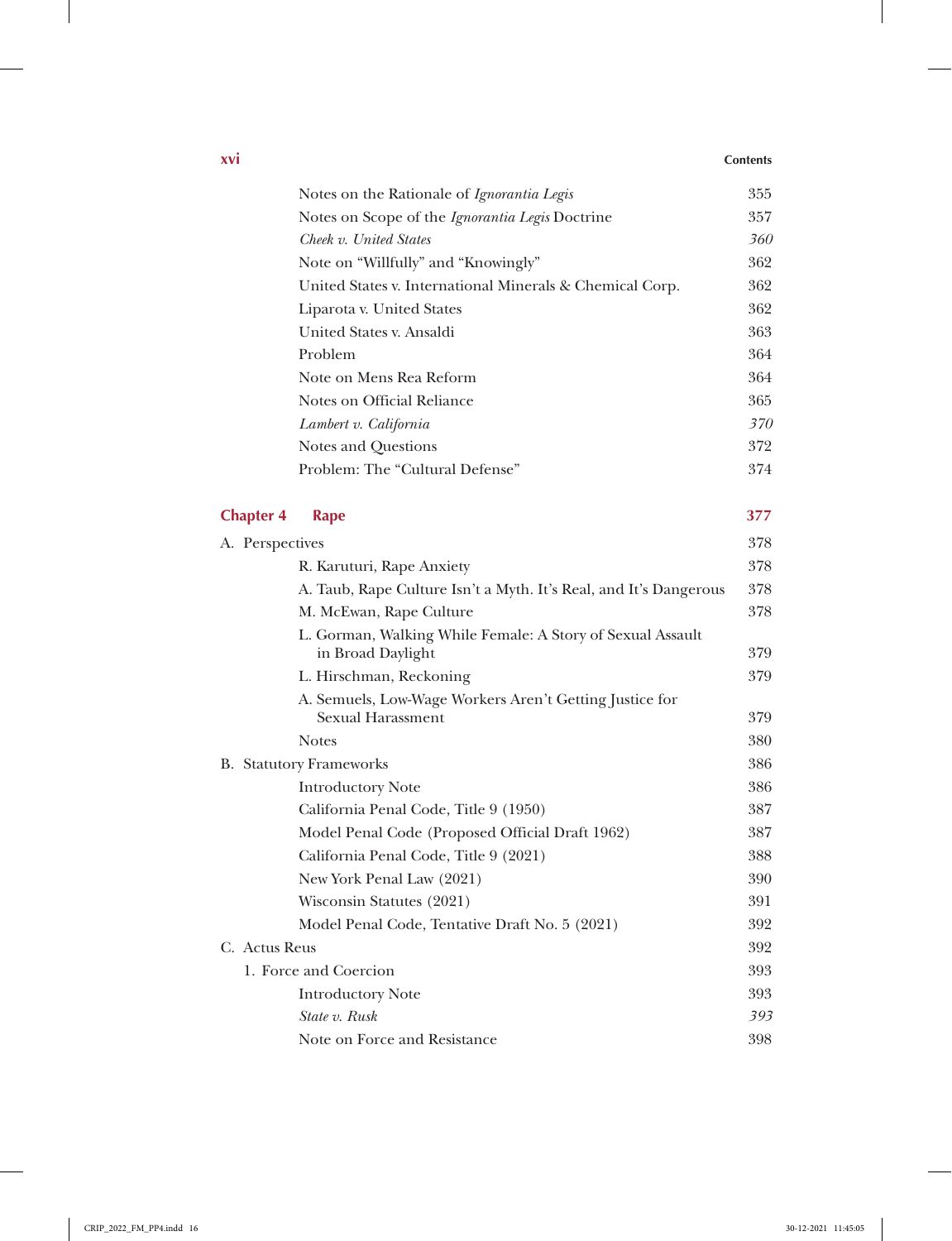| | |
|---|---|
| Notes on the Rationale of *Ignorantia Legis* | 355 |
| Notes on Scope of the *Ignorantia Legis* Doctrine | 357 |
| *Cheek v. United States* | *360* |
| Note on "Willfully" and "Knowingly" | 362 |
| United States v. International Minerals & Chemical Corp. | 362 |
| Liparota v. United States | 362 |
| United States v. Ansaldi | 363 |
| Problem | 364 |
| Note on Mens Rea Reform | 364 |
| Notes on Official Reliance | 365 |
| *Lambert v. California* | *370* |
| Notes and Questions | 372 |
| Problem: The "Cultural Defense" | 374 |

## Chapter 4 Rape — 377

| | |
|---|---|
| A. Perspectives | 378 |
| R. Karuturi, Rape Anxiety | 378 |
| A. Taub, Rape Culture Isn't a Myth. It's Real, and It's Dangerous | 378 |
| M. McEwan, Rape Culture | 378 |
| L. Gorman, Walking While Female: A Story of Sexual Assault in Broad Daylight | 379 |
| L. Hirschman, Reckoning | 379 |
| A. Semuels, Low-Wage Workers Aren't Getting Justice for Sexual Harassment | 379 |
| Notes | 380 |
| B. Statutory Frameworks | 386 |
| Introductory Note | 386 |
| California Penal Code, Title 9 (1950) | 387 |
| Model Penal Code (Proposed Official Draft 1962) | 387 |
| California Penal Code, Title 9 (2021) | 388 |
| New York Penal Law (2021) | 390 |
| Wisconsin Statutes (2021) | 391 |
| Model Penal Code, Tentative Draft No. 5 (2021) | 392 |
| C. Actus Reus | 392 |
| 1. Force and Coercion | 393 |
| Introductory Note | 393 |
| *State v. Rusk* | *393* |
| Note on Force and Resistance | 398 |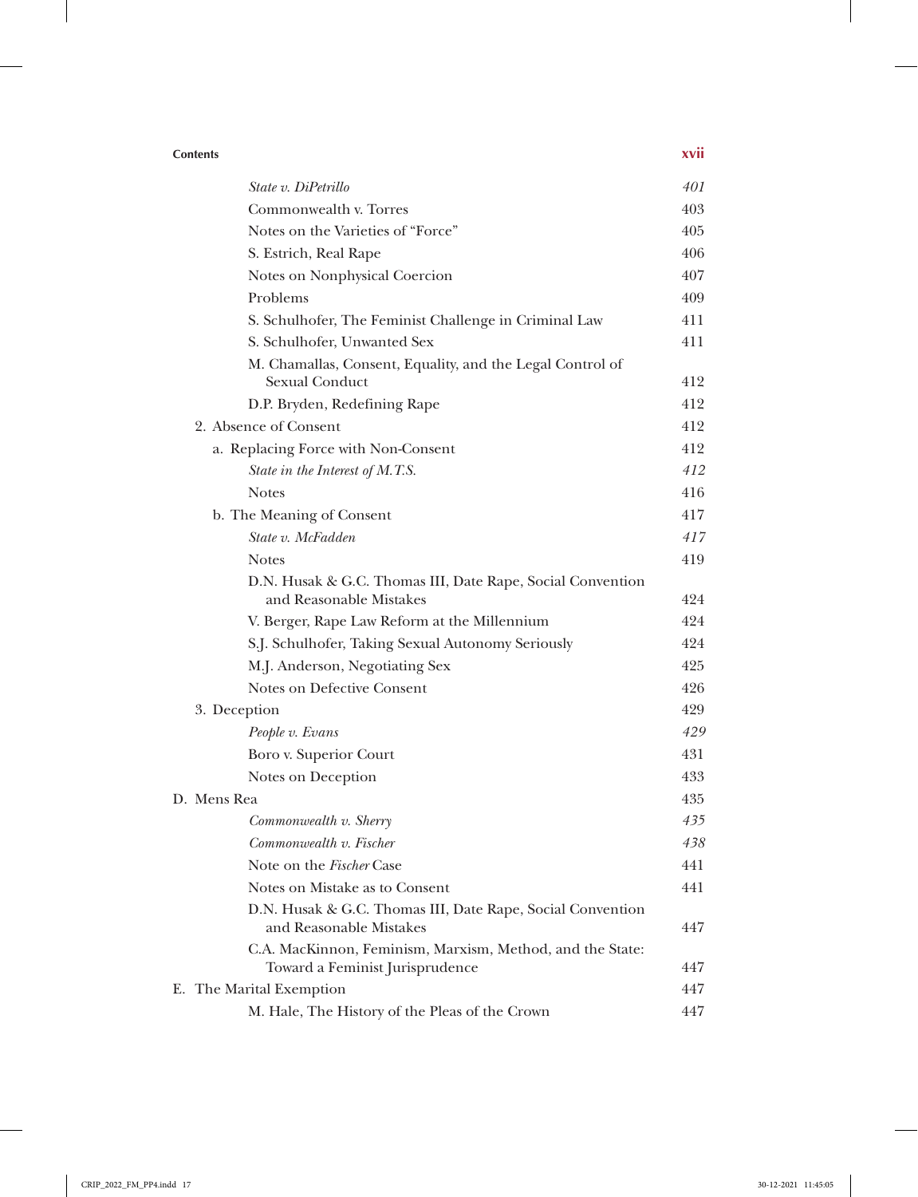*State v. DiPetrillo* 401
Commonwealth v. Torres 403
Notes on the Varieties of "Force" 405
S. Estrich, Real Rape 406
Notes on Nonphysical Coercion 407
Problems 409
S. Schulhofer, The Feminist Challenge in Criminal Law 411
S. Schulhofer, Unwanted Sex 411
M. Chamallas, Consent, Equality, and the Legal Control of Sexual Conduct 412
D.P. Bryden, Redefining Rape 412

2. Absence of Consent 412

a. Replacing Force with Non-Consent 412
*State in the Interest of M.T.S.* 412
Notes 416

b. The Meaning of Consent 417
*State v. McFadden* 417
Notes 419
D.N. Husak & G.C. Thomas III, Date Rape, Social Convention and Reasonable Mistakes 424
V. Berger, Rape Law Reform at the Millennium 424
S.J. Schulhofer, Taking Sexual Autonomy Seriously 424
M.J. Anderson, Negotiating Sex 425
Notes on Defective Consent 426

3. Deception 429
*People v. Evans* 429
Boro v. Superior Court 431
Notes on Deception 433

D. Mens Rea 435
*Commonwealth v. Sherry* 435
*Commonwealth v. Fischer* 438
Note on the *Fischer* Case 441
Notes on Mistake as to Consent 441
D.N. Husak & G.C. Thomas III, Date Rape, Social Convention and Reasonable Mistakes 447
C.A. MacKinnon, Feminism, Marxism, Method, and the State: Toward a Feminist Jurisprudence 447

E. The Marital Exemption 447
M. Hale, The History of the Pleas of the Crown 447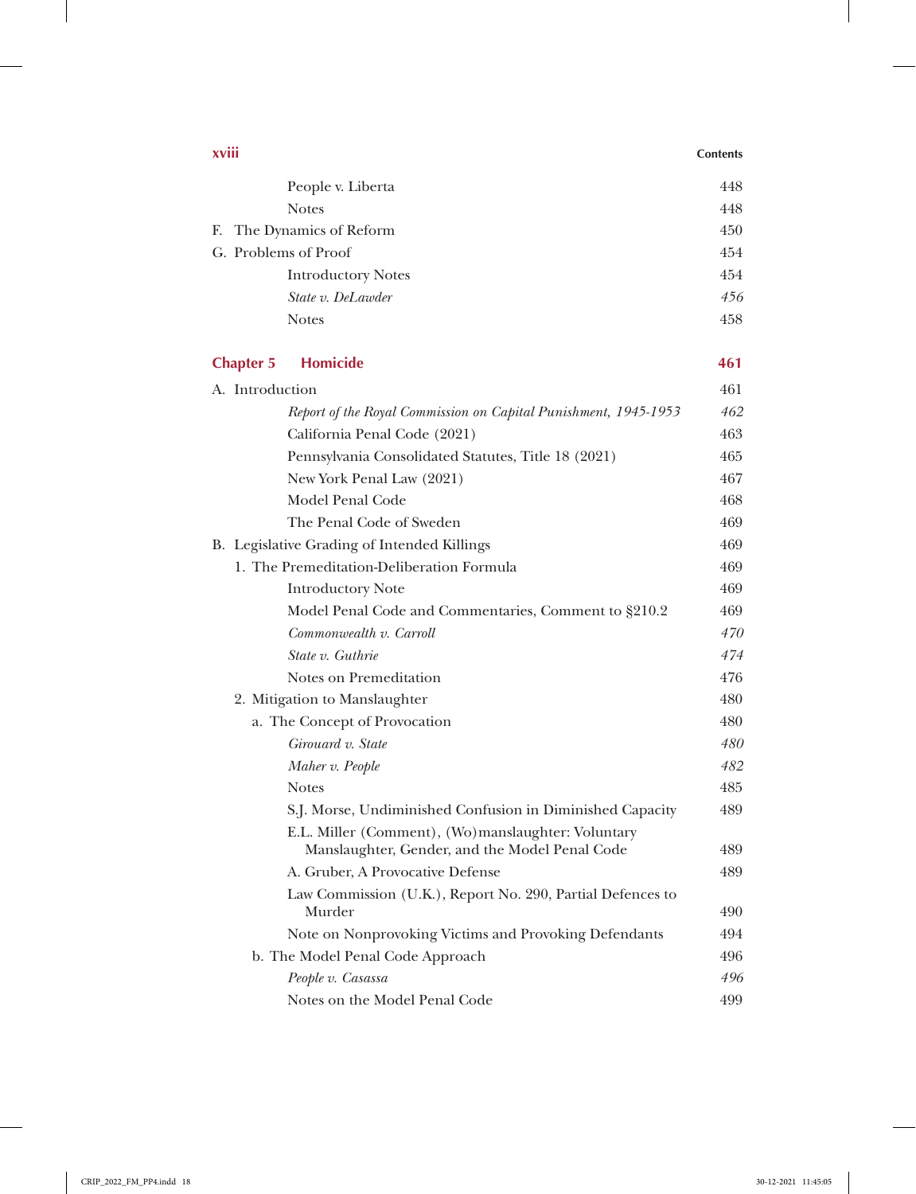People v. Liberta 448

Notes 448

F. The Dynamics of Reform 450

G. Problems of Proof 454

Introductory Notes 454

*State v. DeLawder* *456*

Notes 458

## Chapter 5 Homicide 461

A. Introduction 461

*Report of the Royal Commission on Capital Punishment, 1945-1953* *462*

California Penal Code (2021) 463

Pennsylvania Consolidated Statutes, Title 18 (2021) 465

New York Penal Law (2021) 467

Model Penal Code 468

The Penal Code of Sweden 469

B. Legislative Grading of Intended Killings 469

1. The Premeditation-Deliberation Formula 469

Introductory Note 469

Model Penal Code and Commentaries, Comment to §210.2 469

*Commonwealth v. Carroll* *470*

*State v. Guthrie* *474*

Notes on Premeditation 476

2. Mitigation to Manslaughter 480

a. The Concept of Provocation 480

*Girouard v. State* *480*

*Maher v. People* *482*

Notes 485

S.J. Morse, Undiminished Confusion in Diminished Capacity 489

E.L. Miller (Comment), (Wo)manslaughter: Voluntary Manslaughter, Gender, and the Model Penal Code 489

A. Gruber, A Provocative Defense 489

Law Commission (U.K.), Report No. 290, Partial Defences to Murder 490

Note on Nonprovoking Victims and Provoking Defendants 494

b. The Model Penal Code Approach 496

*People v. Casassa* *496*

Notes on the Model Penal Code 499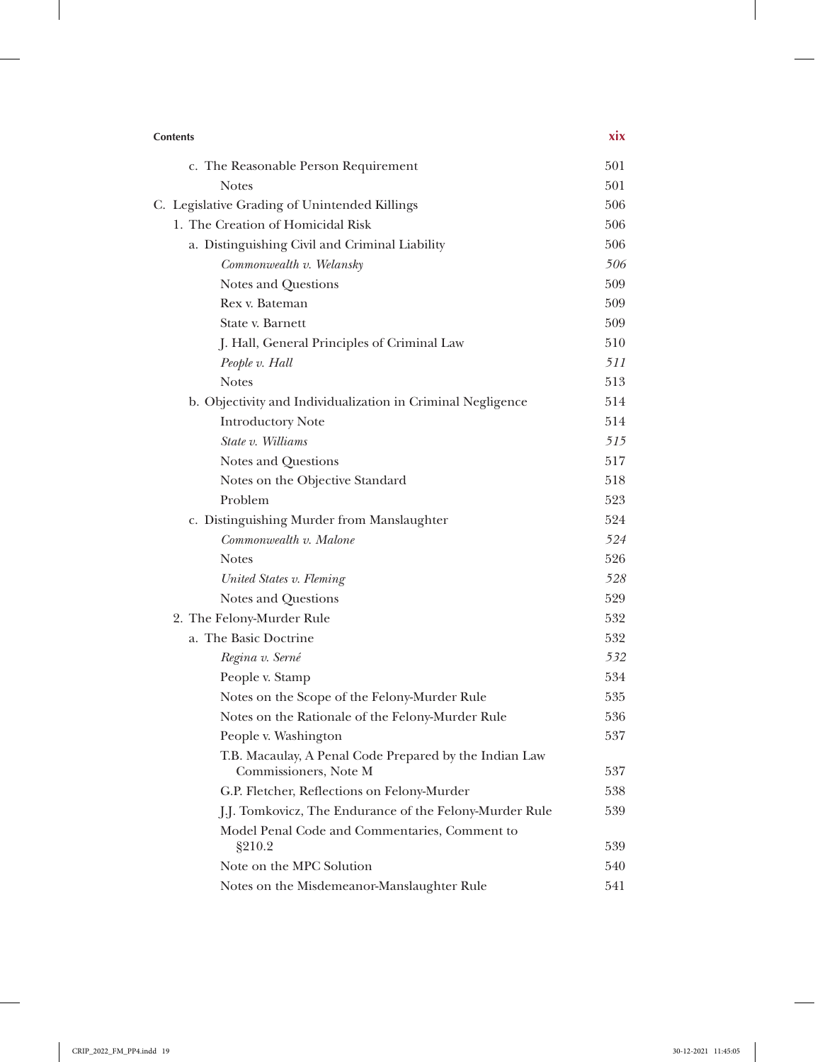**Contents**

c. The Reasonable Person Requirement 501

Notes 501

C. Legislative Grading of Unintended Killings 506

1. The Creation of Homicidal Risk 506

a. Distinguishing Civil and Criminal Liability 506

*Commonwealth v. Welansky* *506*

Notes and Questions 509

Rex v. Bateman 509

State v. Barnett 509

J. Hall, General Principles of Criminal Law 510

*People v. Hall* *511*

Notes 513

b. Objectivity and Individualization in Criminal Negligence 514

Introductory Note 514

*State v. Williams* *515*

Notes and Questions 517

Notes on the Objective Standard 518

Problem 523

c. Distinguishing Murder from Manslaughter 524

*Commonwealth v. Malone* *524*

Notes 526

*United States v. Fleming* *528*

Notes and Questions 529

2. The Felony-Murder Rule 532

a. The Basic Doctrine 532

*Regina v. Serné* *532*

People v. Stamp 534

Notes on the Scope of the Felony-Murder Rule 535

Notes on the Rationale of the Felony-Murder Rule 536

People v. Washington 537

T.B. Macaulay, A Penal Code Prepared by the Indian Law Commissioners, Note M 537

G.P. Fletcher, Reflections on Felony-Murder 538

J.J. Tomkovicz, The Endurance of the Felony-Murder Rule 539

Model Penal Code and Commentaries, Comment to §210.2 539

Note on the MPC Solution 540

Notes on the Misdemeanor-Manslaughter Rule 541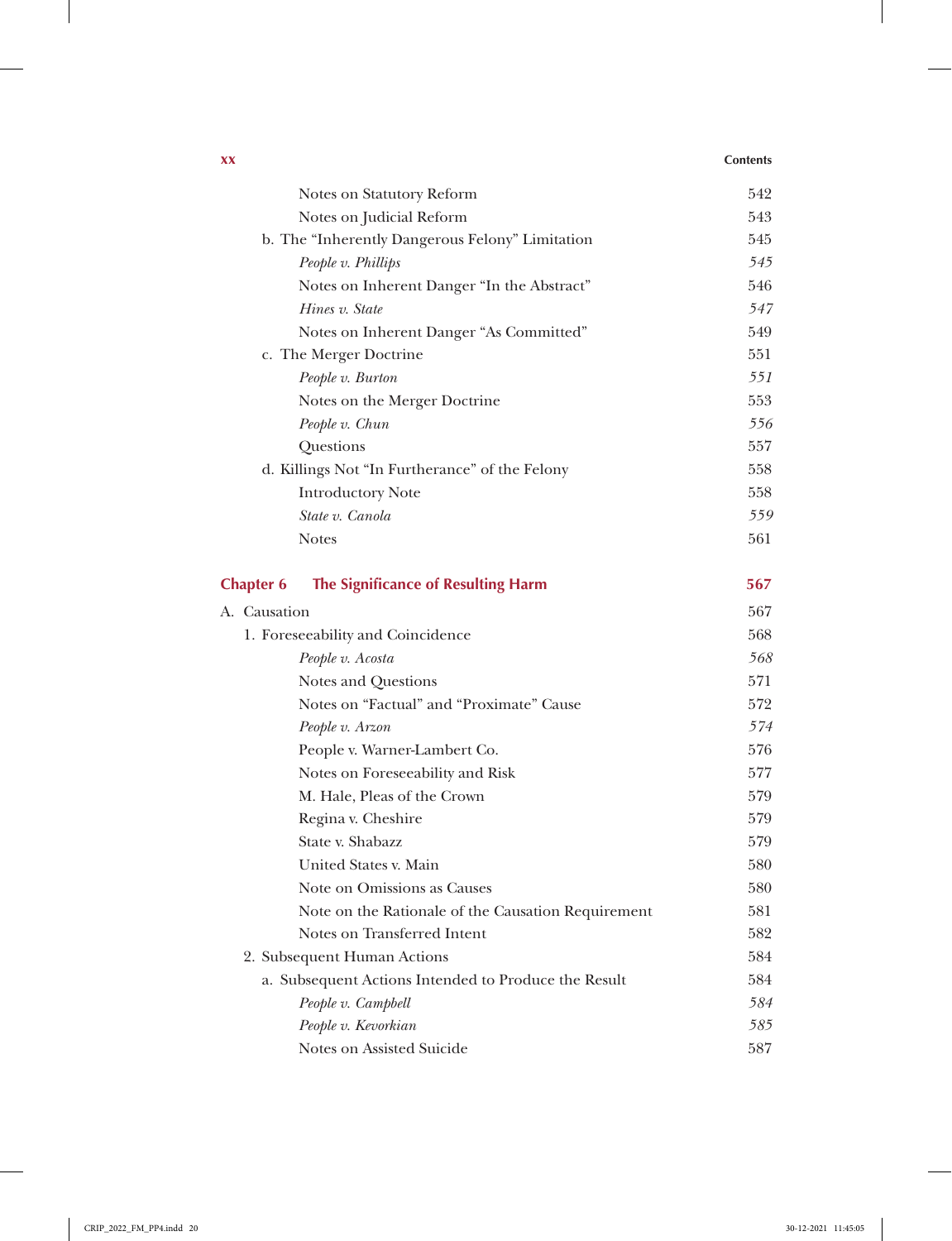Notes on Statutory Reform 542
Notes on Judicial Reform 543
b. The "Inherently Dangerous Felony" Limitation 545
*People v. Phillips* *545*
Notes on Inherent Danger "In the Abstract" 546
*Hines v. State* *547*
Notes on Inherent Danger "As Committed" 549
c. The Merger Doctrine 551
*People v. Burton* *551*
Notes on the Merger Doctrine 553
*People v. Chun* *556*
Questions 557
d. Killings Not "In Furtherance" of the Felony 558
Introductory Note 558
*State v. Canola* *559*
Notes 561

## Chapter 6 The Significance of Resulting Harm 567

A. Causation 567
1. Foreseeability and Coincidence 568
*People v. Acosta* *568*
Notes and Questions 571
Notes on "Factual" and "Proximate" Cause 572
*People v. Arzon* *574*
People v. Warner-Lambert Co. 576
Notes on Foreseeability and Risk 577
M. Hale, Pleas of the Crown 579
Regina v. Cheshire 579
State v. Shabazz 579
United States v. Main 580
Note on Omissions as Causes 580
Note on the Rationale of the Causation Requirement 581
Notes on Transferred Intent 582
2. Subsequent Human Actions 584
a. Subsequent Actions Intended to Produce the Result 584
*People v. Campbell* *584*
*People v. Kevorkian* *585*
Notes on Assisted Suicide 587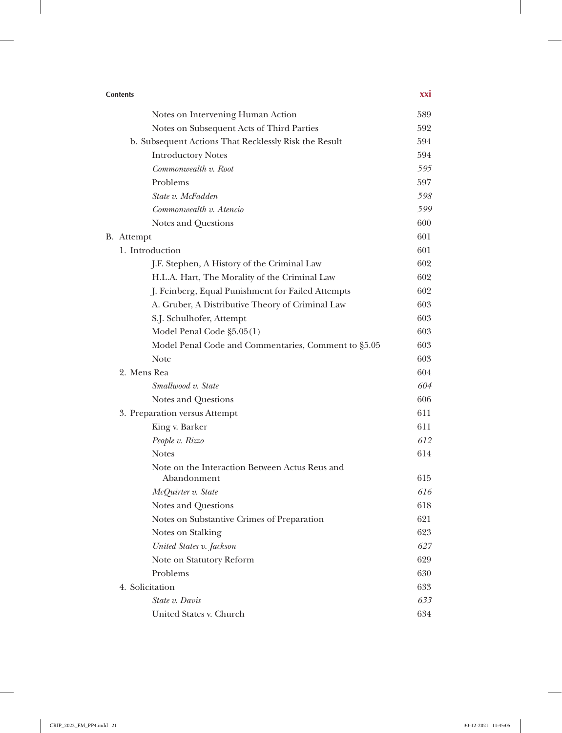Notes on Intervening Human Action 589

Notes on Subsequent Acts of Third Parties 592

b. Subsequent Actions That Recklessly Risk the Result 594

Introductory Notes 594

*Commonwealth v. Root* *595*

Problems 597

*State v. McFadden* *598*

*Commonwealth v. Atencio* *599*

Notes and Questions 600

B. Attempt 601

1. Introduction 601

J.F. Stephen, A History of the Criminal Law 602

H.L.A. Hart, The Morality of the Criminal Law 602

J. Feinberg, Equal Punishment for Failed Attempts 602

A. Gruber, A Distributive Theory of Criminal Law 603

S.J. Schulhofer, Attempt 603

Model Penal Code §5.05(1) 603

Model Penal Code and Commentaries, Comment to §5.05 603

Note 603

2. Mens Rea 604

*Smallwood v. State* *604*

Notes and Questions 606

3. Preparation versus Attempt 611

King v. Barker 611

*People v. Rizzo* *612*

Notes 614

Note on the Interaction Between Actus Reus and Abandonment 615

*McQuirter v. State* *616*

Notes and Questions 618

Notes on Substantive Crimes of Preparation 621

Notes on Stalking 623

*United States v. Jackson* *627*

Note on Statutory Reform 629

Problems 630

4. Solicitation 633

*State v. Davis* *633*

United States v. Church 634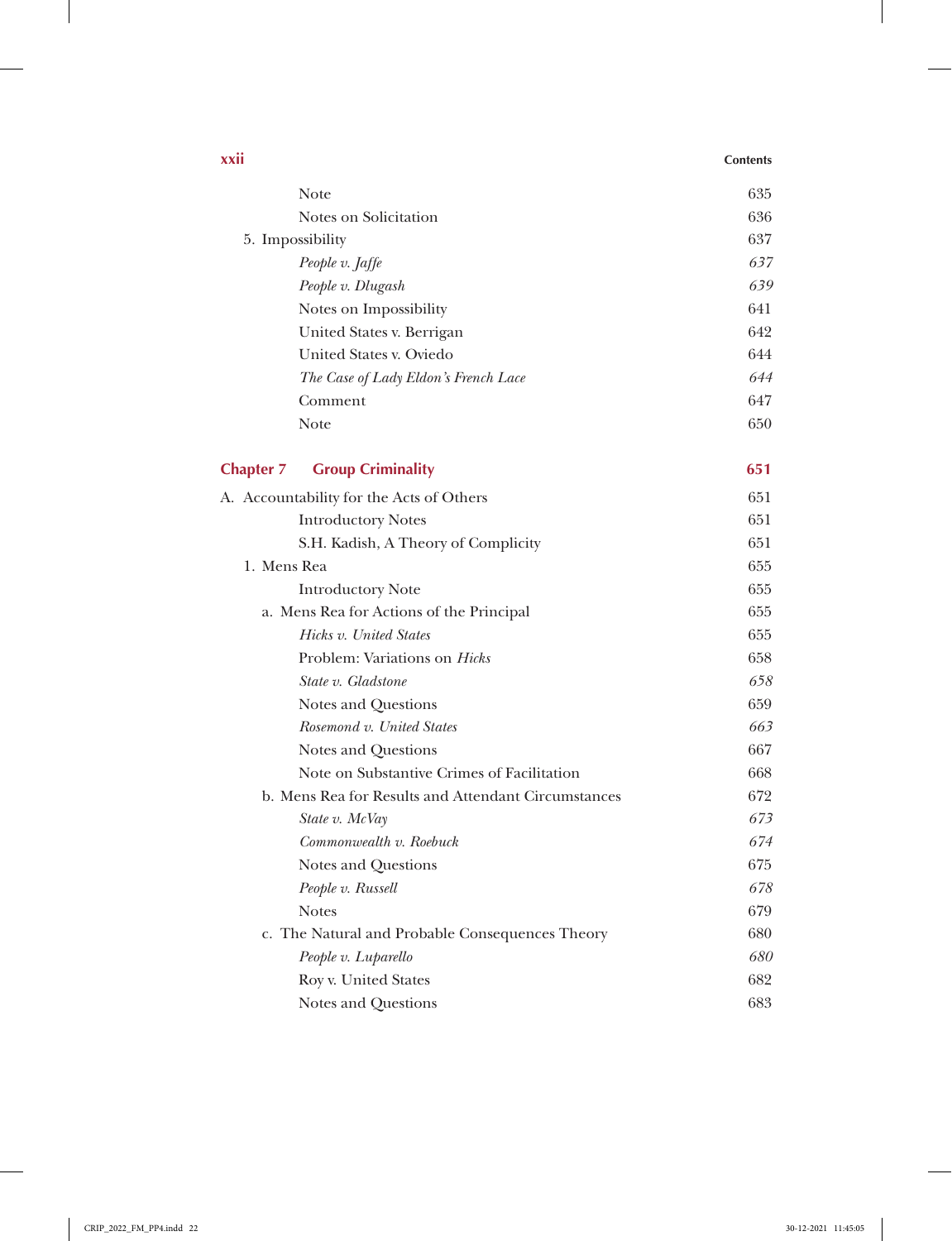| | |
|---|---|
| Note | 635 |
| Notes on Solicitation | 636 |
| 5. Impossibility | 637 |
| *People v. Jaffe* | *637* |
| *People v. Dlugash* | *639* |
| Notes on Impossibility | 641 |
| United States v. Berrigan | 642 |
| United States v. Oviedo | 644 |
| *The Case of Lady Eldon's French Lace* | *644* |
| Comment | 647 |
| Note | 650 |

## Chapter 7 Group Criminality — 651

| | |
|---|---|
| A. Accountability for the Acts of Others | 651 |
| Introductory Notes | 651 |
| S.H. Kadish, A Theory of Complicity | 651 |
| 1. Mens Rea | 655 |
| Introductory Note | 655 |
| a. Mens Rea for Actions of the Principal | 655 |
| *Hicks v. United States* | 655 |
| Problem: Variations on *Hicks* | 658 |
| *State v. Gladstone* | *658* |
| Notes and Questions | 659 |
| *Rosemond v. United States* | *663* |
| Notes and Questions | 667 |
| Note on Substantive Crimes of Facilitation | 668 |
| b. Mens Rea for Results and Attendant Circumstances | 672 |
| *State v. McVay* | *673* |
| *Commonwealth v. Roebuck* | *674* |
| Notes and Questions | 675 |
| *People v. Russell* | *678* |
| Notes | 679 |
| c. The Natural and Probable Consequences Theory | 680 |
| *People v. Luparello* | *680* |
| Roy v. United States | 682 |
| Notes and Questions | 683 |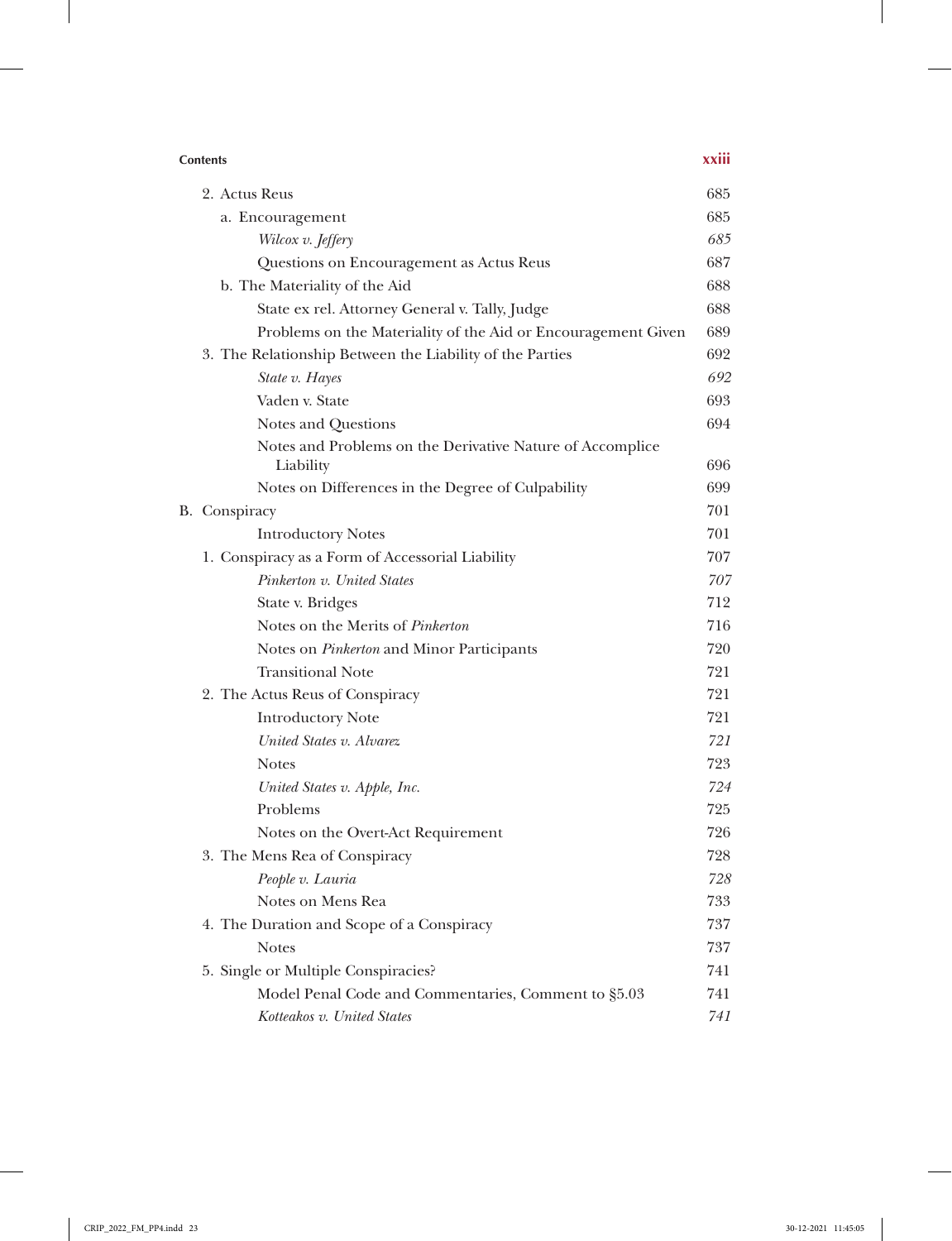2. Actus Reus 685

a. Encouragement 685

*Wilcox v. Jeffery* 685

Questions on Encouragement as Actus Reus 687

b. The Materiality of the Aid 688

State ex rel. Attorney General v. Tally, Judge 688

Problems on the Materiality of the Aid or Encouragement Given 689

3. The Relationship Between the Liability of the Parties 692

*State v. Hayes* 692

Vaden v. State 693

Notes and Questions 694

Notes and Problems on the Derivative Nature of Accomplice Liability 696

Notes on Differences in the Degree of Culpability 699

B. Conspiracy 701

Introductory Notes 701

1. Conspiracy as a Form of Accessorial Liability 707

*Pinkerton v. United States* 707

State v. Bridges 712

Notes on the Merits of *Pinkerton* 716

Notes on *Pinkerton* and Minor Participants 720

Transitional Note 721

2. The Actus Reus of Conspiracy 721

Introductory Note 721

*United States v. Alvarez* 721

Notes 723

*United States v. Apple, Inc.* 724

Problems 725

Notes on the Overt-Act Requirement 726

3. The Mens Rea of Conspiracy 728

*People v. Lauria* 728

Notes on Mens Rea 733

4. The Duration and Scope of a Conspiracy 737

Notes 737

5. Single or Multiple Conspiracies? 741

Model Penal Code and Commentaries, Comment to §5.03 741

*Kotteakos v. United States* 741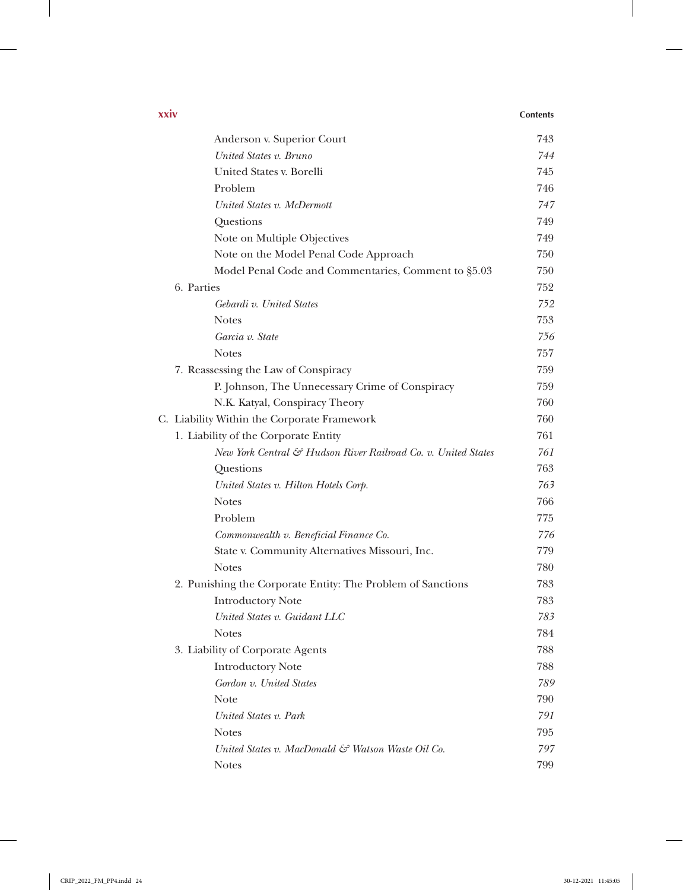Anderson v. Superior Court 743
*United States v. Bruno* *744*
United States v. Borelli 745
Problem 746
*United States v. McDermott* *747*
Questions 749
Note on Multiple Objectives 749
Note on the Model Penal Code Approach 750
Model Penal Code and Commentaries, Comment to §5.03 750

6. Parties 752
   - *Gebardi v. United States* *752*
   - Notes 753
   - *Garcia v. State* *756*
   - Notes 757
7. Reassessing the Law of Conspiracy 759
   - P. Johnson, The Unnecessary Crime of Conspiracy 759
   - N.K. Katyal, Conspiracy Theory 760

C. Liability Within the Corporate Framework 760

1. Liability of the Corporate Entity 761
   - *New York Central & Hudson River Railroad Co. v. United States* *761*
   - Questions 763
   - *United States v. Hilton Hotels Corp.* *763*
   - Notes 766
   - Problem 775
   - *Commonwealth v. Beneficial Finance Co.* *776*
   - State v. Community Alternatives Missouri, Inc. 779
   - Notes 780
2. Punishing the Corporate Entity: The Problem of Sanctions 783
   - Introductory Note 783
   - *United States v. Guidant LLC* *783*
   - Notes 784
3. Liability of Corporate Agents 788
   - Introductory Note 788
   - *Gordon v. United States* *789*
   - Note 790
   - *United States v. Park* *791*
   - Notes 795
   - *United States v. MacDonald & Watson Waste Oil Co.* *797*
   - Notes 799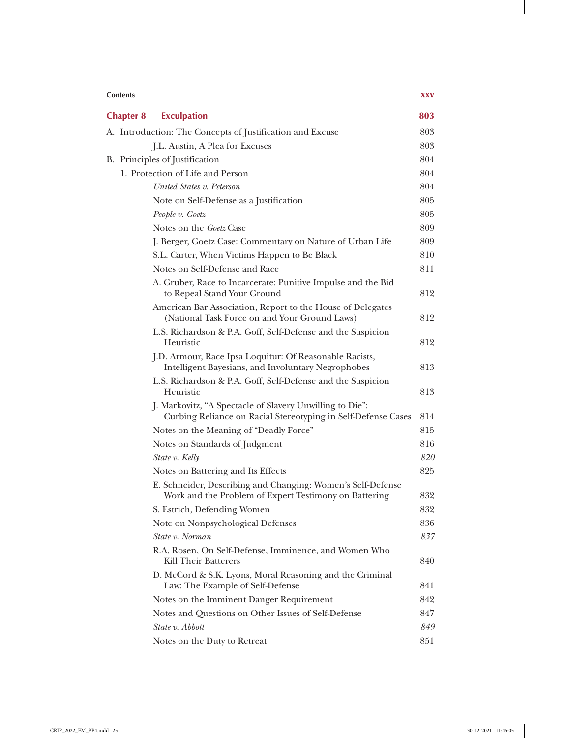## Chapter 8 Exculpation 803

A. Introduction: The Concepts of Justification and Excuse 803

J.L. Austin, A Plea for Excuses 803

B. Principles of Justification 804

1. Protection of Life and Person 804

*United States v. Peterson* 804

Note on Self-Defense as a Justification 805

*People v. Goetz* 805

Notes on the *Goetz* Case 809

J. Berger, Goetz Case: Commentary on Nature of Urban Life 809

S.L. Carter, When Victims Happen to Be Black 810

Notes on Self-Defense and Race 811

A. Gruber, Race to Incarcerate: Punitive Impulse and the Bid to Repeal Stand Your Ground 812

American Bar Association, Report to the House of Delegates (National Task Force on and Your Ground Laws) 812

L.S. Richardson & P.A. Goff, Self-Defense and the Suspicion Heuristic 812

J.D. Armour, Race Ipsa Loquitur: Of Reasonable Racists, Intelligent Bayesians, and Involuntary Negrophobes 813

L.S. Richardson & P.A. Goff, Self-Defense and the Suspicion Heuristic 813

J. Markovitz, "A Spectacle of Slavery Unwilling to Die": Curbing Reliance on Racial Stereotyping in Self-Defense Cases 814

Notes on the Meaning of "Deadly Force" 815

Notes on Standards of Judgment 816

*State v. Kelly* *820*

Notes on Battering and Its Effects 825

E. Schneider, Describing and Changing: Women's Self-Defense Work and the Problem of Expert Testimony on Battering 832

S. Estrich, Defending Women 832

Note on Nonpsychological Defenses 836

*State v. Norman* *837*

R.A. Rosen, On Self-Defense, Imminence, and Women Who Kill Their Batterers 840

D. McCord & S.K. Lyons, Moral Reasoning and the Criminal Law: The Example of Self-Defense 841

Notes on the Imminent Danger Requirement 842

Notes and Questions on Other Issues of Self-Defense 847

*State v. Abbott* *849*

Notes on the Duty to Retreat 851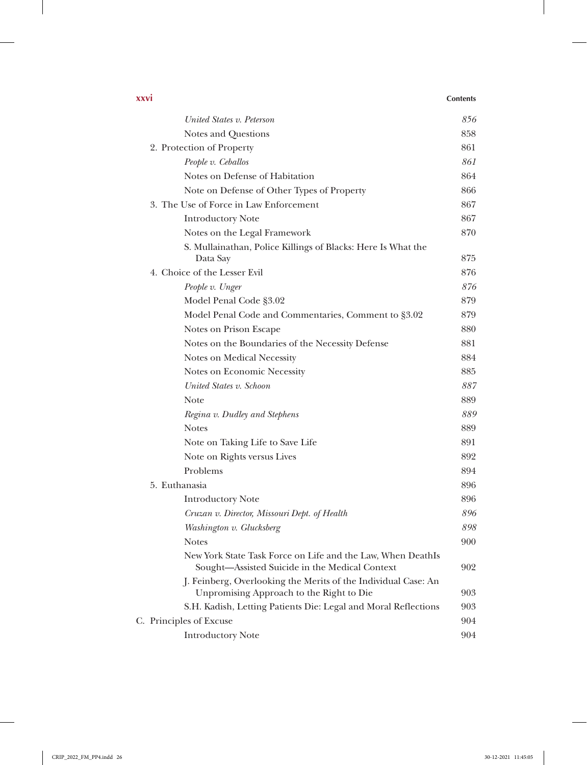*United States v. Peterson* 856

Notes and Questions 858

2. Protection of Property 861

*People v. Ceballos* 861

Notes on Defense of Habitation 864

Note on Defense of Other Types of Property 866

3. The Use of Force in Law Enforcement 867

Introductory Note 867

Notes on the Legal Framework 870

S. Mullainathan, Police Killings of Blacks: Here Is What the Data Say 875

4. Choice of the Lesser Evil 876

*People v. Unger* 876

Model Penal Code §3.02 879

Model Penal Code and Commentaries, Comment to §3.02 879

Notes on Prison Escape 880

Notes on the Boundaries of the Necessity Defense 881

Notes on Medical Necessity 884

Notes on Economic Necessity 885

*United States v. Schoon* 887

Note 889

*Regina v. Dudley and Stephens* 889

Notes 889

Note on Taking Life to Save Life 891

Note on Rights versus Lives 892

Problems 894

5. Euthanasia 896

Introductory Note 896

*Cruzan v. Director, Missouri Dept. of Health* 896

*Washington v. Glucksberg* 898

Notes 900

New York State Task Force on Life and the Law, When DeathIs Sought—Assisted Suicide in the Medical Context 902

J. Feinberg, Overlooking the Merits of the Individual Case: An Unpromising Approach to the Right to Die 903

S.H. Kadish, Letting Patients Die: Legal and Moral Reflections 903

C. Principles of Excuse 904

Introductory Note 904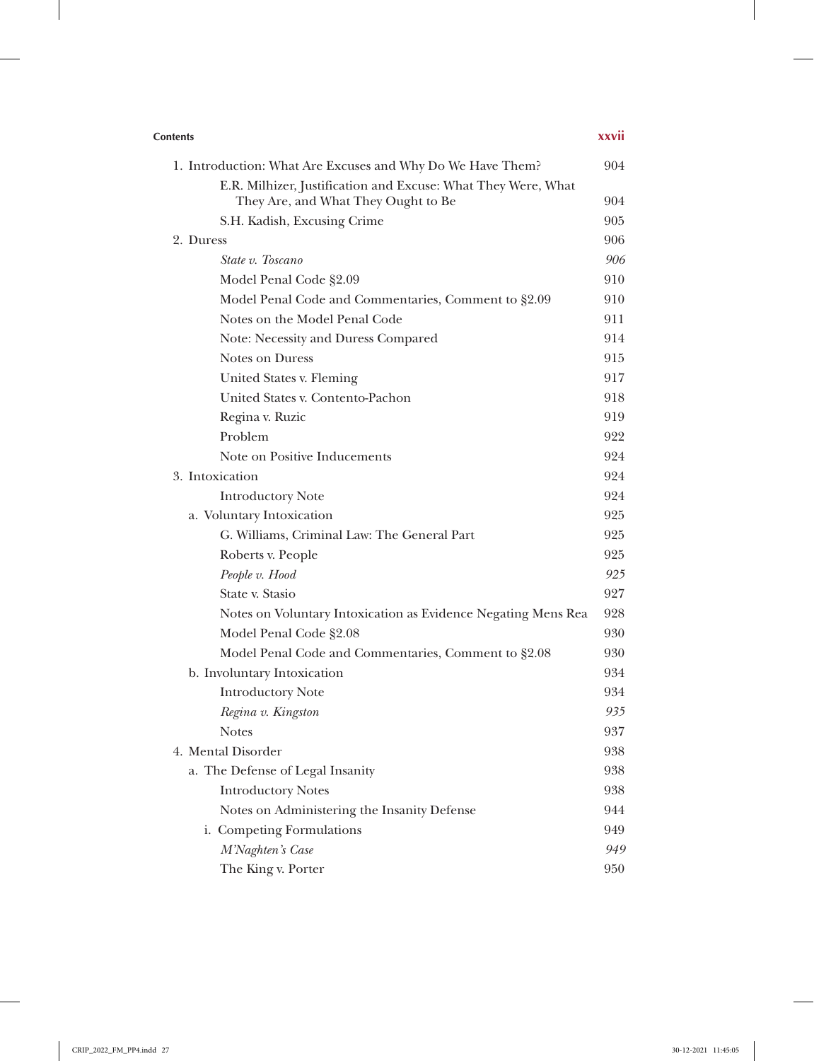1. Introduction: What Are Excuses and Why Do We Have Them? 904
    - E.R. Milhizer, Justification and Excuse: What They Were, What They Are, and What They Ought to Be 904
    - S.H. Kadish, Excusing Crime 905
2. Duress 906
    - *State v. Toscano* 906
    - Model Penal Code §2.09 910
    - Model Penal Code and Commentaries, Comment to §2.09 910
    - Notes on the Model Penal Code 911
    - Note: Necessity and Duress Compared 914
    - Notes on Duress 915
    - United States v. Fleming 917
    - United States v. Contento-Pachon 918
    - Regina v. Ruzic 919
    - Problem 922
    - Note on Positive Inducements 924
3. Intoxication 924
    - Introductory Note 924
   - a. Voluntary Intoxication 925
        - G. Williams, Criminal Law: The General Part 925
        - Roberts v. People 925
        - *People v. Hood* 925
        - State v. Stasio 927
        - Notes on Voluntary Intoxication as Evidence Negating Mens Rea 928
        - Model Penal Code §2.08 930
        - Model Penal Code and Commentaries, Comment to §2.08 930
   - b. Involuntary Intoxication 934
        - Introductory Note 934
        - *Regina v. Kingston* 935
        - Notes 937
4. Mental Disorder 938
   - a. The Defense of Legal Insanity 938
        - Introductory Notes 938
        - Notes on Administering the Insanity Defense 944
      - i. Competing Formulations 949
        - *M'Naghten's Case* 949
        - The King v. Porter 950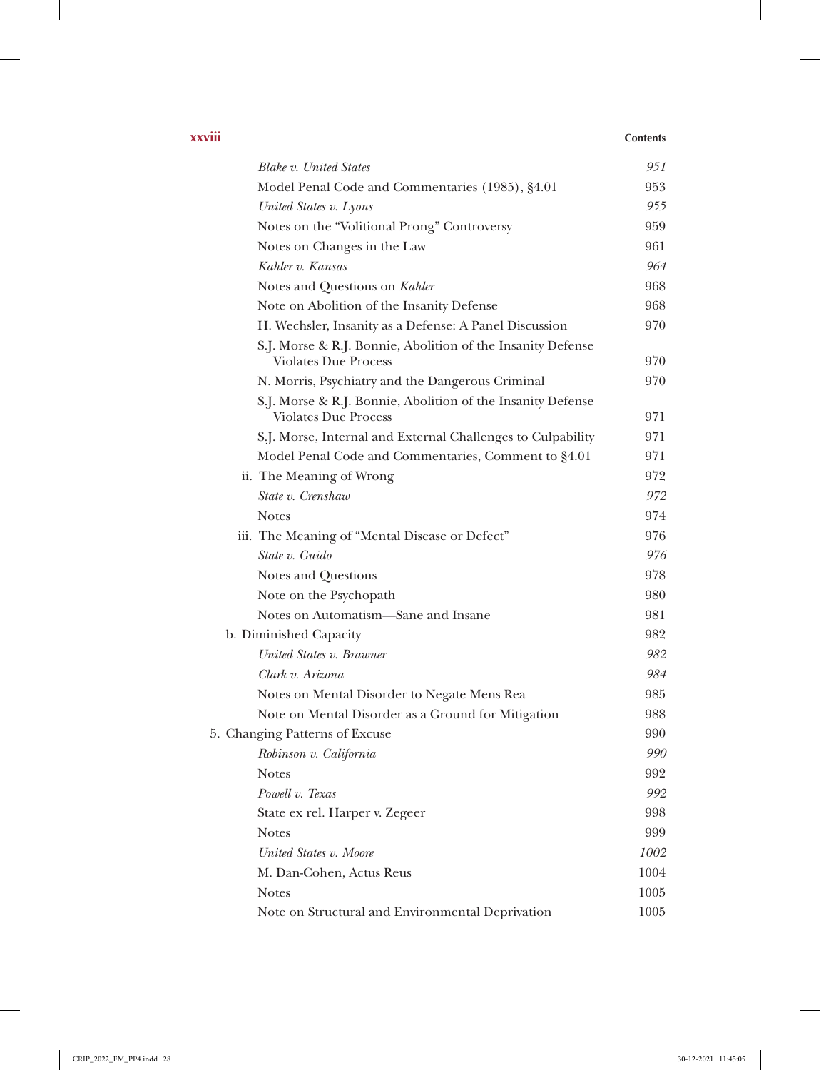| | |
|---|---|
| *Blake v. United States* | 951 |
| Model Penal Code and Commentaries (1985), §4.01 | 953 |
| *United States v. Lyons* | 955 |
| Notes on the "Volitional Prong" Controversy | 959 |
| Notes on Changes in the Law | 961 |
| *Kahler v. Kansas* | 964 |
| Notes and Questions on *Kahler* | 968 |
| Note on Abolition of the Insanity Defense | 968 |
| H. Wechsler, Insanity as a Defense: A Panel Discussion | 970 |
| S.J. Morse & R.J. Bonnie, Abolition of the Insanity Defense Violates Due Process | 970 |
| N. Morris, Psychiatry and the Dangerous Criminal | 970 |
| S.J. Morse & R.J. Bonnie, Abolition of the Insanity Defense Violates Due Process | 971 |
| S.J. Morse, Internal and External Challenges to Culpability | 971 |
| Model Penal Code and Commentaries, Comment to §4.01 | 971 |
| ii. The Meaning of Wrong | 972 |
| *State v. Crenshaw* | 972 |
| Notes | 974 |
| iii. The Meaning of "Mental Disease or Defect" | 976 |
| *State v. Guido* | 976 |
| Notes and Questions | 978 |
| Note on the Psychopath | 980 |
| Notes on Automatism—Sane and Insane | 981 |
| b. Diminished Capacity | 982 |
| *United States v. Brawner* | 982 |
| *Clark v. Arizona* | 984 |
| Notes on Mental Disorder to Negate Mens Rea | 985 |
| Note on Mental Disorder as a Ground for Mitigation | 988 |
| 5. Changing Patterns of Excuse | 990 |
| *Robinson v. California* | 990 |
| Notes | 992 |
| *Powell v. Texas* | 992 |
| State ex rel. Harper v. Zegeer | 998 |
| Notes | 999 |
| *United States v. Moore* | 1002 |
| M. Dan-Cohen, Actus Reus | 1004 |
| Notes | 1005 |
| Note on Structural and Environmental Deprivation | 1005 |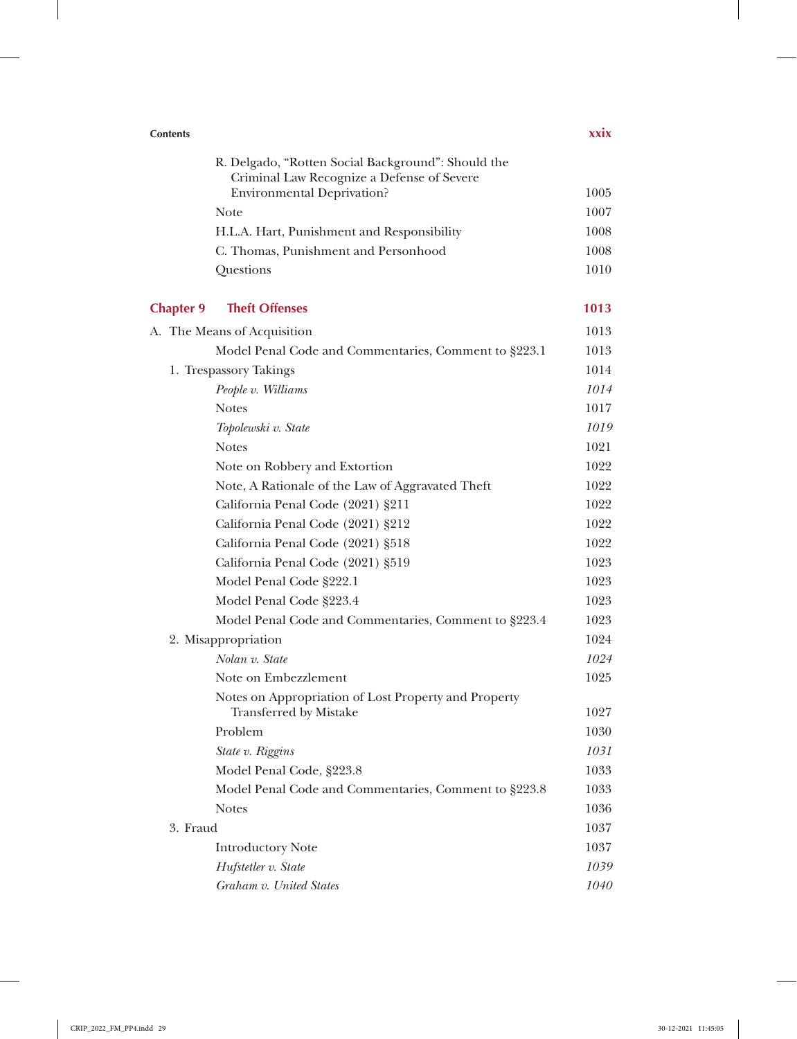R. Delgado, "Rotten Social Background": Should the Criminal Law Recognize a Defense of Severe Environmental Deprivation? 1005

Note 1007

H.L.A. Hart, Punishment and Responsibility 1008

C. Thomas, Punishment and Personhood 1008

Questions 1010

## Chapter 9 Theft Offenses 1013

A. The Means of Acquisition 1013

Model Penal Code and Commentaries, Comment to §223.1 1013

1. Trespassory Takings 1014

*People v. Williams* *1014*

Notes 1017

*Topolewski v. State* *1019*

Notes 1021

Note on Robbery and Extortion 1022

Note, A Rationale of the Law of Aggravated Theft 1022

California Penal Code (2021) §211 1022

California Penal Code (2021) §212 1022

California Penal Code (2021) §518 1022

California Penal Code (2021) §519 1023

Model Penal Code §222.1 1023

Model Penal Code §223.4 1023

Model Penal Code and Commentaries, Comment to §223.4 1023

2. Misappropriation 1024

*Nolan v. State* *1024*

Note on Embezzlement 1025

Notes on Appropriation of Lost Property and Property Transferred by Mistake 1027

Problem 1030

*State v. Riggins* *1031*

Model Penal Code, §223.8 1033

Model Penal Code and Commentaries, Comment to §223.8 1033

Notes 1036

3. Fraud 1037

Introductory Note 1037

*Hufstetler v. State* *1039*

*Graham v. United States* *1040*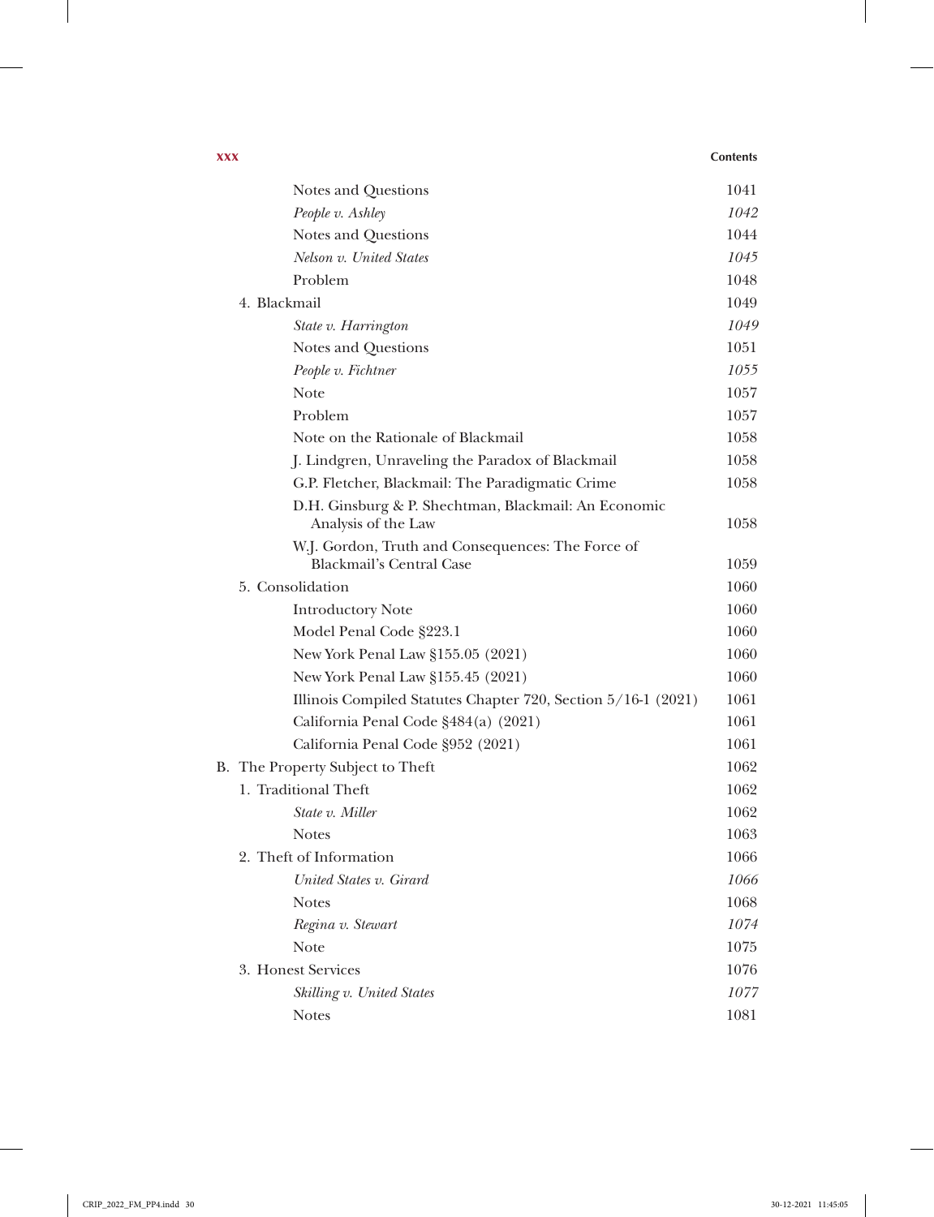| | |
|---|---|
| Notes and Questions | 1041 |
| *People v. Ashley* | *1042* |
| Notes and Questions | 1044 |
| *Nelson v. United States* | *1045* |
| Problem | 1048 |
| 4. Blackmail | 1049 |
| *State v. Harrington* | *1049* |
| Notes and Questions | 1051 |
| *People v. Fichtner* | *1055* |
| Note | 1057 |
| Problem | 1057 |
| Note on the Rationale of Blackmail | 1058 |
| J. Lindgren, Unraveling the Paradox of Blackmail | 1058 |
| G.P. Fletcher, Blackmail: The Paradigmatic Crime | 1058 |
| D.H. Ginsburg & P. Shechtman, Blackmail: An Economic Analysis of the Law | 1058 |
| W.J. Gordon, Truth and Consequences: The Force of Blackmail's Central Case | 1059 |
| 5. Consolidation | 1060 |
| Introductory Note | 1060 |
| Model Penal Code §223.1 | 1060 |
| New York Penal Law §155.05 (2021) | 1060 |
| New York Penal Law §155.45 (2021) | 1060 |
| Illinois Compiled Statutes Chapter 720, Section 5/16-1 (2021) | 1061 |
| California Penal Code §484(a) (2021) | 1061 |
| California Penal Code §952 (2021) | 1061 |
| B. The Property Subject to Theft | 1062 |
| 1. Traditional Theft | 1062 |
| *State v. Miller* | 1062 |
| Notes | 1063 |
| 2. Theft of Information | 1066 |
| *United States v. Girard* | *1066* |
| Notes | 1068 |
| *Regina v. Stewart* | *1074* |
| Note | 1075 |
| 3. Honest Services | 1076 |
| *Skilling v. United States* | *1077* |
| Notes | 1081 |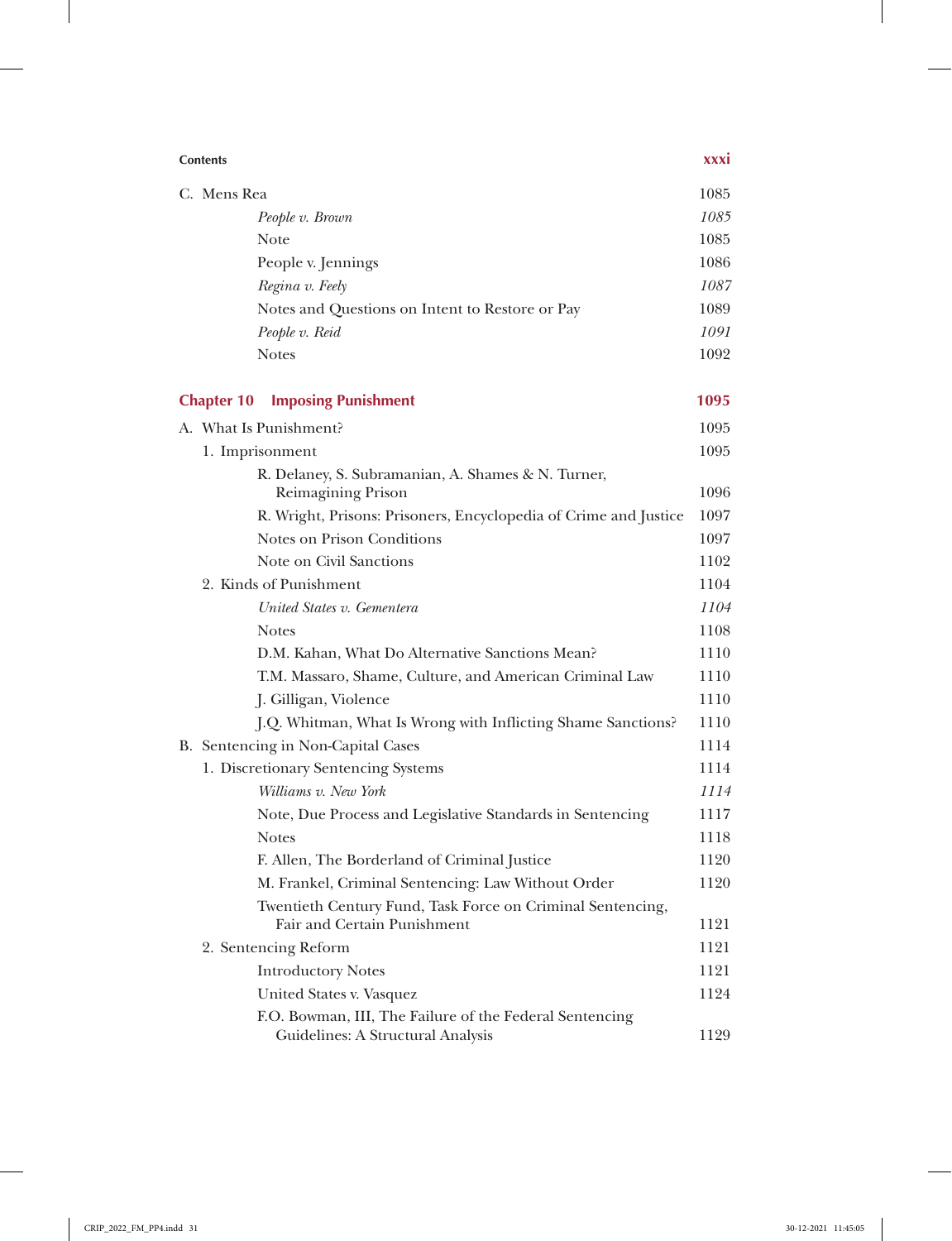C. Mens Rea 1085

*People v. Brown* *1085*

Note 1085

People v. Jennings 1086

*Regina v. Feely* *1087*

Notes and Questions on Intent to Restore or Pay 1089

*People v. Reid* *1091*

Notes 1092

## Chapter 10 Imposing Punishment 1095

A. What Is Punishment? 1095

1. Imprisonment 1095

R. Delaney, S. Subramanian, A. Shames & N. Turner, Reimagining Prison 1096

R. Wright, Prisons: Prisoners, Encyclopedia of Crime and Justice 1097

Notes on Prison Conditions 1097

Note on Civil Sanctions 1102

2. Kinds of Punishment 1104

*United States v. Gementera* *1104*

Notes 1108

D.M. Kahan, What Do Alternative Sanctions Mean? 1110

T.M. Massaro, Shame, Culture, and American Criminal Law 1110

J. Gilligan, Violence 1110

J.Q. Whitman, What Is Wrong with Inflicting Shame Sanctions? 1110

B. Sentencing in Non-Capital Cases 1114

1. Discretionary Sentencing Systems 1114

*Williams v. New York* *1114*

Note, Due Process and Legislative Standards in Sentencing 1117

Notes 1118

F. Allen, The Borderland of Criminal Justice 1120

M. Frankel, Criminal Sentencing: Law Without Order 1120

Twentieth Century Fund, Task Force on Criminal Sentencing, Fair and Certain Punishment 1121

2. Sentencing Reform 1121

Introductory Notes 1121

United States v. Vasquez 1124

F.O. Bowman, III, The Failure of the Federal Sentencing Guidelines: A Structural Analysis 1129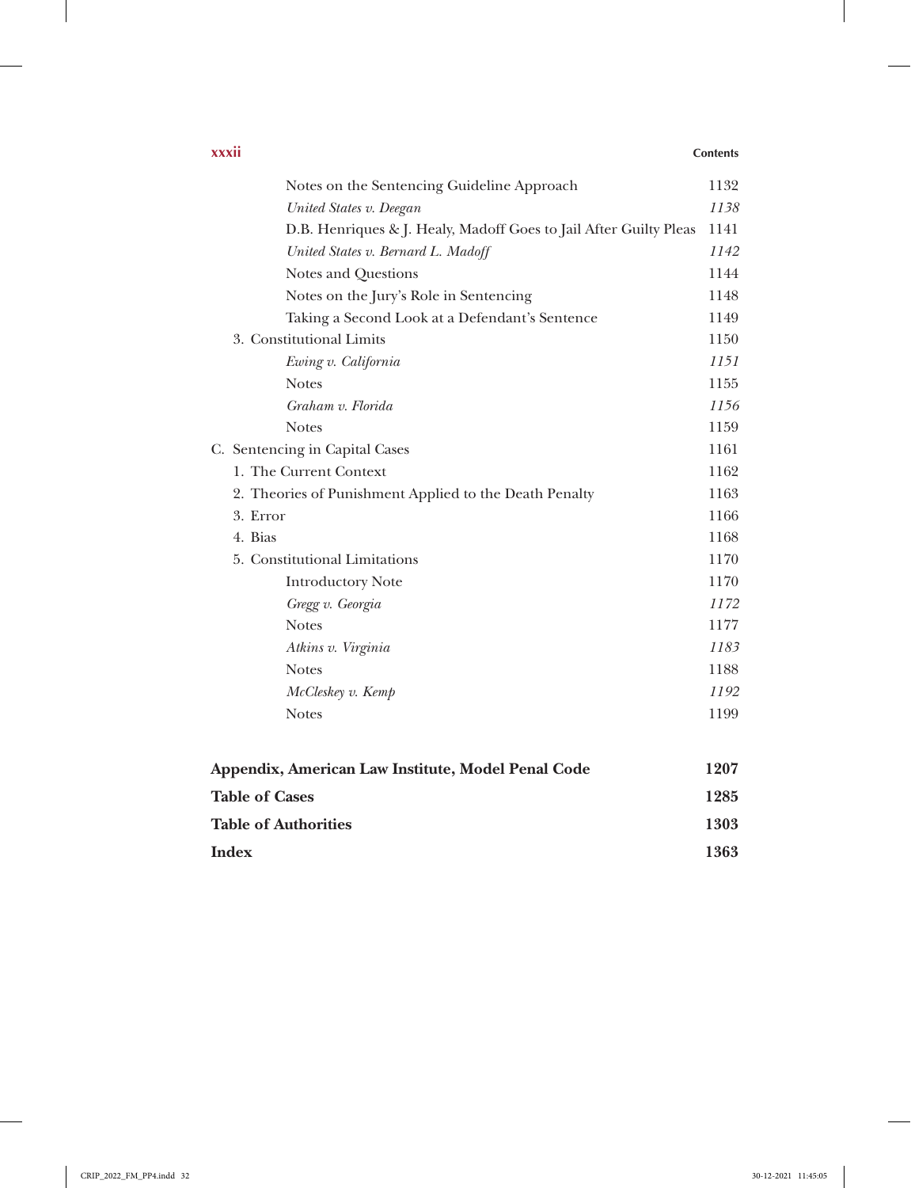| | |
|---|---|
| Notes on the Sentencing Guideline Approach | 1132 |
| *United States v. Deegan* | *1138* |
| D.B. Henriques & J. Healy, Madoff Goes to Jail After Guilty Pleas | 1141 |
| *United States v. Bernard L. Madoff* | *1142* |
| Notes and Questions | 1144 |
| Notes on the Jury's Role in Sentencing | 1148 |
| Taking a Second Look at a Defendant's Sentence | 1149 |
| 3. Constitutional Limits | 1150 |
| *Ewing v. California* | *1151* |
| Notes | 1155 |
| *Graham v. Florida* | *1156* |
| Notes | 1159 |
| C. Sentencing in Capital Cases | 1161 |
| 1. The Current Context | 1162 |
| 2. Theories of Punishment Applied to the Death Penalty | 1163 |
| 3. Error | 1166 |
| 4. Bias | 1168 |
| 5. Constitutional Limitations | 1170 |
| Introductory Note | 1170 |
| *Gregg v. Georgia* | *1172* |
| Notes | 1177 |
| *Atkins v. Virginia* | *1183* |
| Notes | 1188 |
| *McCleskey v. Kemp* | *1192* |
| Notes | 1199 |

| | |
|---|---|
| **Appendix, American Law Institute, Model Penal Code** | **1207** |
| **Table of Cases** | **1285** |
| **Table of Authorities** | **1303** |
| **Index** | **1363** |